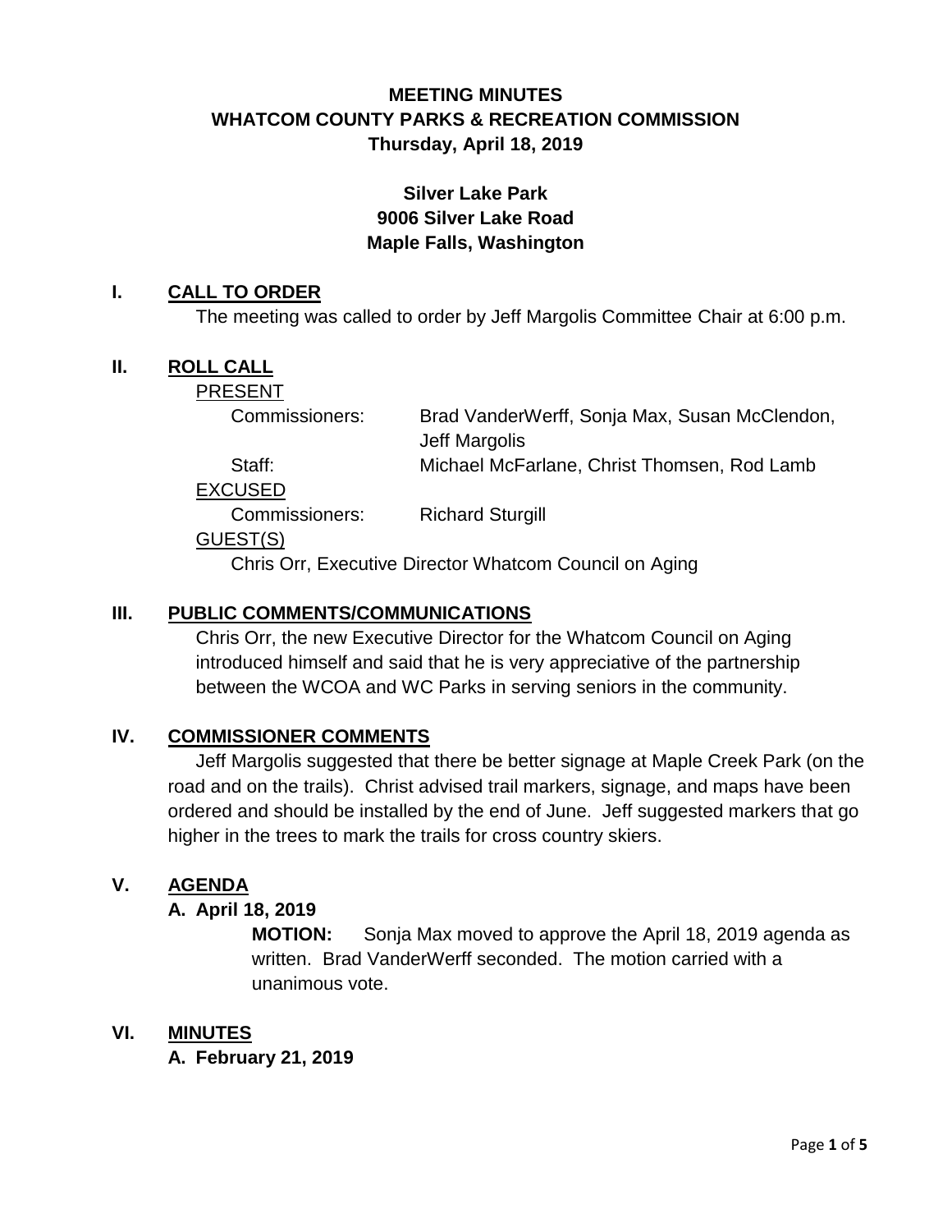# MEETING MINUTES
# WHATCOM COUNTY PARKS & RECREATION COMMISSION
## Thursday, April 18, 2019

**Silver Lake Park**
**9006 Silver Lake Road**
**Maple Falls, Washington**

## I. CALL TO ORDER

The meeting was called to order by Jeff Margolis Committee Chair at 6:00 p.m.

## II. ROLL CALL

PRESENT

Commissioners: Brad VanderWerff, Sonja Max, Susan McClendon, Jeff Margolis

Staff: Michael McFarlane, Christ Thomsen, Rod Lamb

EXCUSED

Commissioners: Richard Sturgill

GUEST(S)

Chris Orr, Executive Director Whatcom Council on Aging

## III. PUBLIC COMMENTS/COMMUNICATIONS

Chris Orr, the new Executive Director for the Whatcom Council on Aging introduced himself and said that he is very appreciative of the partnership between the WCOA and WC Parks in serving seniors in the community.

## IV. COMMISSIONER COMMENTS

Jeff Margolis suggested that there be better signage at Maple Creek Park (on the road and on the trails). Christ advised trail markers, signage, and maps have been ordered and should be installed by the end of June. Jeff suggested markers that go higher in the trees to mark the trails for cross country skiers.

## V. AGENDA

### A. April 18, 2019

**MOTION:** Sonja Max moved to approve the April 18, 2019 agenda as written. Brad VanderWerff seconded. The motion carried with a unanimous vote.

## VI. MINUTES

### A. February 21, 2019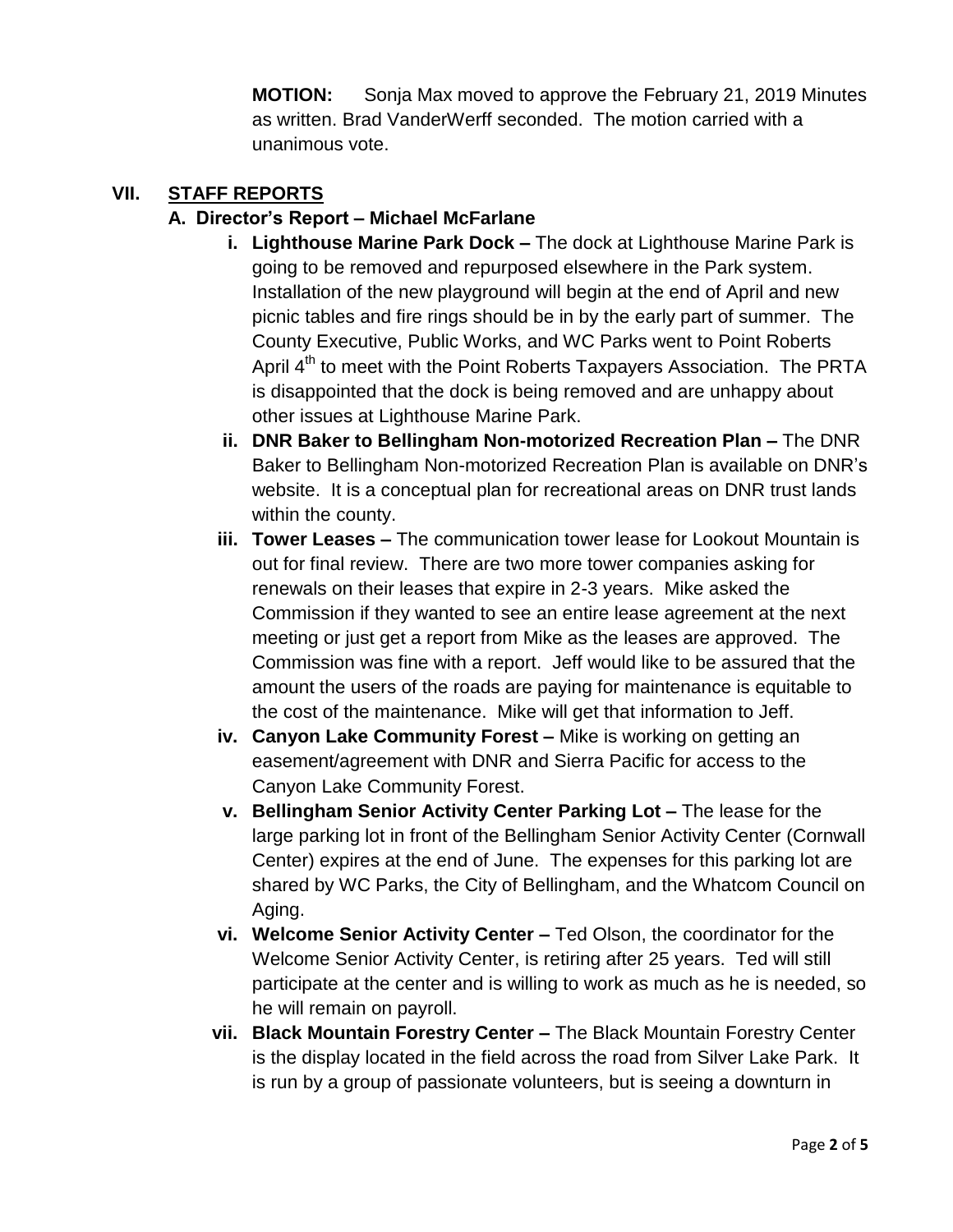**MOTION:** Sonja Max moved to approve the February 21, 2019 Minutes as written. Brad VanderWerff seconded. The motion carried with a unanimous vote.

## VII. STAFF REPORTS

### A. Director's Report – Michael McFarlane

- **i. Lighthouse Marine Park Dock –** The dock at Lighthouse Marine Park is going to be removed and repurposed elsewhere in the Park system. Installation of the new playground will begin at the end of April and new picnic tables and fire rings should be in by the early part of summer. The County Executive, Public Works, and WC Parks went to Point Roberts April 4th to meet with the Point Roberts Taxpayers Association. The PRTA is disappointed that the dock is being removed and are unhappy about other issues at Lighthouse Marine Park.
- **ii. DNR Baker to Bellingham Non-motorized Recreation Plan –** The DNR Baker to Bellingham Non-motorized Recreation Plan is available on DNR's website. It is a conceptual plan for recreational areas on DNR trust lands within the county.
- **iii. Tower Leases –** The communication tower lease for Lookout Mountain is out for final review. There are two more tower companies asking for renewals on their leases that expire in 2-3 years. Mike asked the Commission if they wanted to see an entire lease agreement at the next meeting or just get a report from Mike as the leases are approved. The Commission was fine with a report. Jeff would like to be assured that the amount the users of the roads are paying for maintenance is equitable to the cost of the maintenance. Mike will get that information to Jeff.
- **iv. Canyon Lake Community Forest –** Mike is working on getting an easement/agreement with DNR and Sierra Pacific for access to the Canyon Lake Community Forest.
- **v. Bellingham Senior Activity Center Parking Lot –** The lease for the large parking lot in front of the Bellingham Senior Activity Center (Cornwall Center) expires at the end of June. The expenses for this parking lot are shared by WC Parks, the City of Bellingham, and the Whatcom Council on Aging.
- **vi. Welcome Senior Activity Center –** Ted Olson, the coordinator for the Welcome Senior Activity Center, is retiring after 25 years. Ted will still participate at the center and is willing to work as much as he is needed, so he will remain on payroll.
- **vii. Black Mountain Forestry Center –** The Black Mountain Forestry Center is the display located in the field across the road from Silver Lake Park. It is run by a group of passionate volunteers, but is seeing a downturn in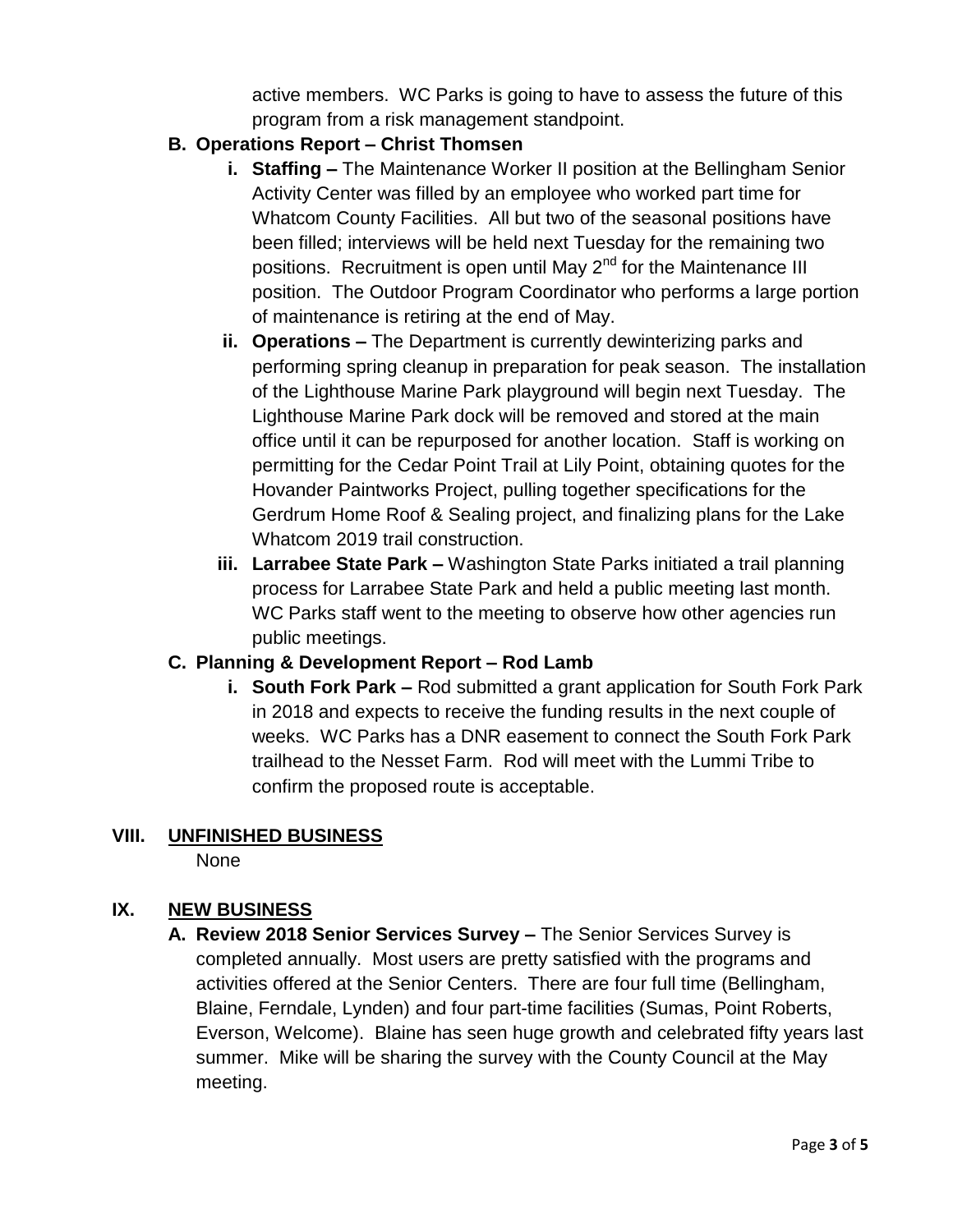active members. WC Parks is going to have to assess the future of this program from a risk management standpoint.

**B. Operations Report – Christ Thomsen**

- **i. Staffing –** The Maintenance Worker II position at the Bellingham Senior Activity Center was filled by an employee who worked part time for Whatcom County Facilities. All but two of the seasonal positions have been filled; interviews will be held next Tuesday for the remaining two positions. Recruitment is open until May 2nd for the Maintenance III position. The Outdoor Program Coordinator who performs a large portion of maintenance is retiring at the end of May.
- **ii. Operations –** The Department is currently dewinterizing parks and performing spring cleanup in preparation for peak season. The installation of the Lighthouse Marine Park playground will begin next Tuesday. The Lighthouse Marine Park dock will be removed and stored at the main office until it can be repurposed for another location. Staff is working on permitting for the Cedar Point Trail at Lily Point, obtaining quotes for the Hovander Paintworks Project, pulling together specifications for the Gerdrum Home Roof & Sealing project, and finalizing plans for the Lake Whatcom 2019 trail construction.
- **iii. Larrabee State Park –** Washington State Parks initiated a trail planning process for Larrabee State Park and held a public meeting last month. WC Parks staff went to the meeting to observe how other agencies run public meetings.

**C. Planning & Development Report – Rod Lamb**

- **i. South Fork Park –** Rod submitted a grant application for South Fork Park in 2018 and expects to receive the funding results in the next couple of weeks. WC Parks has a DNR easement to connect the South Fork Park trailhead to the Nesset Farm. Rod will meet with the Lummi Tribe to confirm the proposed route is acceptable.

## VIII. UNFINISHED BUSINESS

None

## IX. NEW BUSINESS

**A. Review 2018 Senior Services Survey –** The Senior Services Survey is completed annually. Most users are pretty satisfied with the programs and activities offered at the Senior Centers. There are four full time (Bellingham, Blaine, Ferndale, Lynden) and four part-time facilities (Sumas, Point Roberts, Everson, Welcome). Blaine has seen huge growth and celebrated fifty years last summer. Mike will be sharing the survey with the County Council at the May meeting.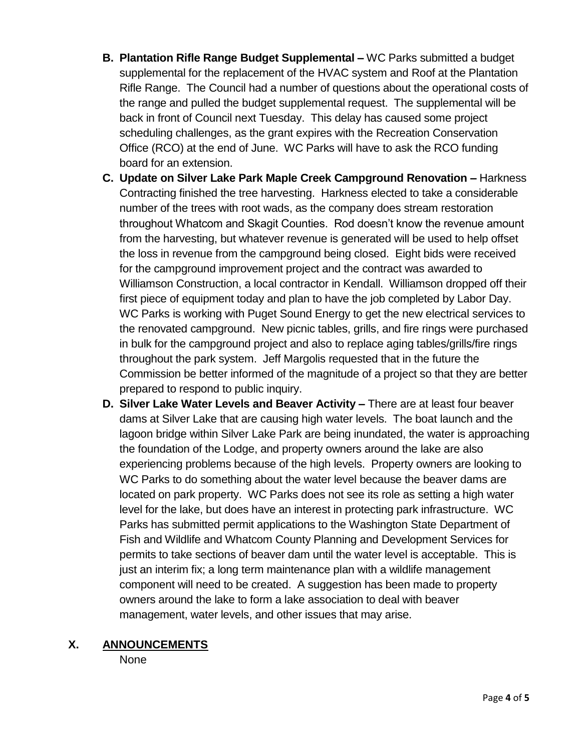**B. Plantation Rifle Range Budget Supplemental –** WC Parks submitted a budget supplemental for the replacement of the HVAC system and Roof at the Plantation Rifle Range. The Council had a number of questions about the operational costs of the range and pulled the budget supplemental request. The supplemental will be back in front of Council next Tuesday. This delay has caused some project scheduling challenges, as the grant expires with the Recreation Conservation Office (RCO) at the end of June. WC Parks will have to ask the RCO funding board for an extension.

**C. Update on Silver Lake Park Maple Creek Campground Renovation –** Harkness Contracting finished the tree harvesting. Harkness elected to take a considerable number of the trees with root wads, as the company does stream restoration throughout Whatcom and Skagit Counties. Rod doesn't know the revenue amount from the harvesting, but whatever revenue is generated will be used to help offset the loss in revenue from the campground being closed. Eight bids were received for the campground improvement project and the contract was awarded to Williamson Construction, a local contractor in Kendall. Williamson dropped off their first piece of equipment today and plan to have the job completed by Labor Day. WC Parks is working with Puget Sound Energy to get the new electrical services to the renovated campground. New picnic tables, grills, and fire rings were purchased in bulk for the campground project and also to replace aging tables/grills/fire rings throughout the park system. Jeff Margolis requested that in the future the Commission be better informed of the magnitude of a project so that they are better prepared to respond to public inquiry.

**D. Silver Lake Water Levels and Beaver Activity –** There are at least four beaver dams at Silver Lake that are causing high water levels. The boat launch and the lagoon bridge within Silver Lake Park are being inundated, the water is approaching the foundation of the Lodge, and property owners around the lake are also experiencing problems because of the high levels. Property owners are looking to WC Parks to do something about the water level because the beaver dams are located on park property. WC Parks does not see its role as setting a high water level for the lake, but does have an interest in protecting park infrastructure. WC Parks has submitted permit applications to the Washington State Department of Fish and Wildlife and Whatcom County Planning and Development Services for permits to take sections of beaver dam until the water level is acceptable. This is just an interim fix; a long term maintenance plan with a wildlife management component will need to be created. A suggestion has been made to property owners around the lake to form a lake association to deal with beaver management, water levels, and other issues that may arise.

## X. ANNOUNCEMENTS

None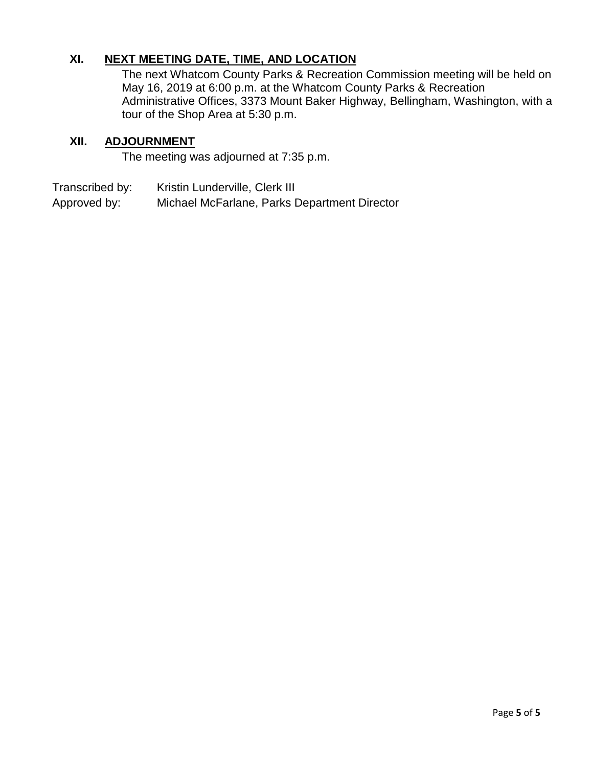## XI. NEXT MEETING DATE, TIME, AND LOCATION

The next Whatcom County Parks & Recreation Commission meeting will be held on May 16, 2019 at 6:00 p.m. at the Whatcom County Parks & Recreation Administrative Offices, 3373 Mount Baker Highway, Bellingham, Washington, with a tour of the Shop Area at 5:30 p.m.

## XII. ADJOURNMENT

The meeting was adjourned at 7:35 p.m.

Transcribed by: Kristin Lunderville, Clerk III
Approved by: Michael McFarlane, Parks Department Director